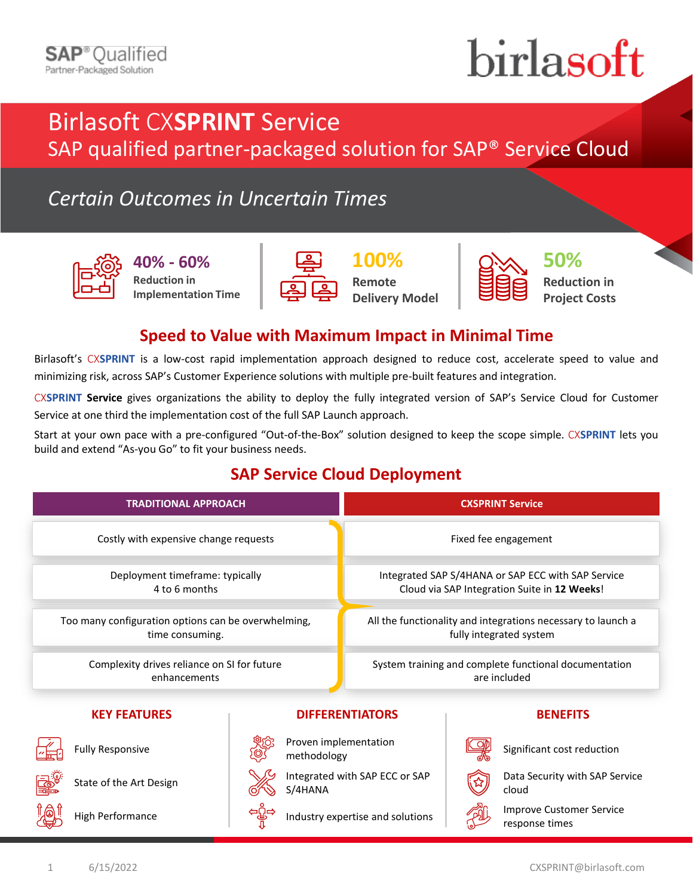SAP® Qualified
Partner-Packaged Solution

birlasoft

# Birlasoft CX**SPRINT** Service

## SAP qualified partner-packaged solution for SAP® Service Cloud

*Certain Outcomes in Uncertain Times*

**40% - 60%** Reduction in Implementation Time

**100%** Remote Delivery Model

**50%** Reduction in Project Costs

## Speed to Value with Maximum Impact in Minimal Time

Birlasoft's CX**SPRINT** is a low-cost rapid implementation approach designed to reduce cost, accelerate speed to value and minimizing risk, across SAP's Customer Experience solutions with multiple pre-built features and integration.

CX**SPRINT** **Service** gives organizations the ability to deploy the fully integrated version of SAP's Service Cloud for Customer Service at one third the implementation cost of the full SAP Launch approach.

Start at your own pace with a pre-configured "Out-of-the-Box" solution designed to keep the scope simple. CX**SPRINT** lets you build and extend "As-you Go" to fit your business needs.

## SAP Service Cloud Deployment

| TRADITIONAL APPROACH | CXSPRINT Service |
| --- | --- |
| Costly with expensive change requests | Fixed fee engagement |
| Deployment timeframe: typically 4 to 6 months | Integrated SAP S/4HANA or SAP ECC with SAP Service Cloud via SAP Integration Suite in **12 Weeks**! |
| Too many configuration options can be overwhelming, time consuming. | All the functionality and integrations necessary to launch a fully integrated system |
| Complexity drives reliance on SI for future enhancements | System training and complete functional documentation are included |

### KEY FEATURES

- Fully Responsive
- State of the Art Design
- High Performance

### DIFFERENTIATORS

- Proven implementation methodology
- Integrated with SAP ECC or SAP S/4HANA
- Industry expertise and solutions

### BENEFITS

- Significant cost reduction
- Data Security with SAP Service cloud
- Improve Customer Service response times

6/15/2022

CXSPRINT@birlasoft.com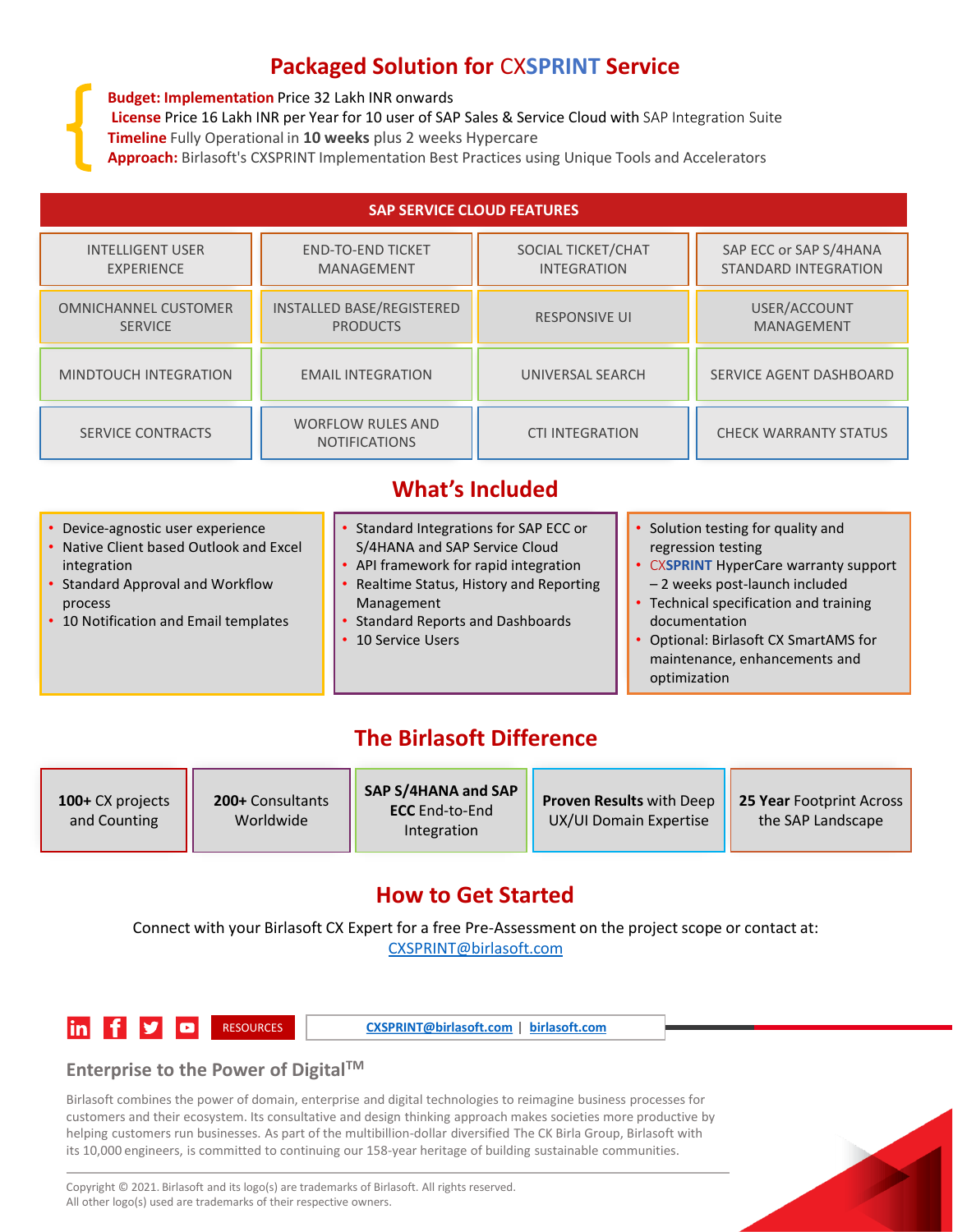# Packaged Solution for CXSPRINT Service

**Budget: Implementation** Price 32 Lakh INR onwards
**License** Price 16 Lakh INR per Year for 10 user of SAP Sales & Service Cloud with SAP Integration Suite
**Timeline** Fully Operational in **10 weeks** plus 2 weeks Hypercare
**Approach:** Birlasoft's CXSPRINT Implementation Best Practices using Unique Tools and Accelerators

| SAP SERVICE CLOUD FEATURES | | | |
|---|---|---|---|
| INTELLIGENT USER EXPERIENCE | END-TO-END TICKET MANAGEMENT | SOCIAL TICKET/CHAT INTEGRATION | SAP ECC or SAP S/4HANA STANDARD INTEGRATION |
| OMNICHANNEL CUSTOMER SERVICE | INSTALLED BASE/REGISTERED PRODUCTS | RESPONSIVE UI | USER/ACCOUNT MANAGEMENT |
| MINDTOUCH INTEGRATION | EMAIL INTEGRATION | UNIVERSAL SEARCH | SERVICE AGENT DASHBOARD |
| SERVICE CONTRACTS | WORFLOW RULES AND NOTIFICATIONS | CTI INTEGRATION | CHECK WARRANTY STATUS |

## What's Included

- Device-agnostic user experience
- Native Client based Outlook and Excel integration
- Standard Approval and Workflow process
- 10 Notification and Email templates

- Standard Integrations for SAP ECC or S/4HANA and SAP Service Cloud
- API framework for rapid integration
- Realtime Status, History and Reporting Management
- Standard Reports and Dashboards
- 10 Service Users

- Solution testing for quality and regression testing
- CXSPRINT HyperCare warranty support – 2 weeks post-launch included
- Technical specification and training documentation
- Optional: Birlasoft CX SmartAMS for maintenance, enhancements and optimization

## The Birlasoft Difference

- **100+** CX projects and Counting
- **200+** Consultants Worldwide
- **SAP S/4HANA and SAP ECC** End-to-End Integration
- **Proven Results** with Deep UX/UI Domain Expertise
- **25 Year** Footprint Across the SAP Landscape

## How to Get Started

Connect with your Birlasoft CX Expert for a free Pre-Assessment on the project scope or contact at:
CXSPRINT@birlasoft.com

RESOURCES

CXSPRINT@birlasoft.com | birlasoft.com

### Enterprise to the Power of Digital™

Birlasoft combines the power of domain, enterprise and digital technologies to reimagine business processes for customers and their ecosystem. Its consultative and design thinking approach makes societies more productive by helping customers run businesses. As part of the multibillion-dollar diversified The CK Birla Group, Birlasoft with its 10,000 engineers, is committed to continuing our 158-year heritage of building sustainable communities.

Copyright © 2021. Birlasoft and its logo(s) are trademarks of Birlasoft. All rights reserved.
All other logo(s) used are trademarks of their respective owners.